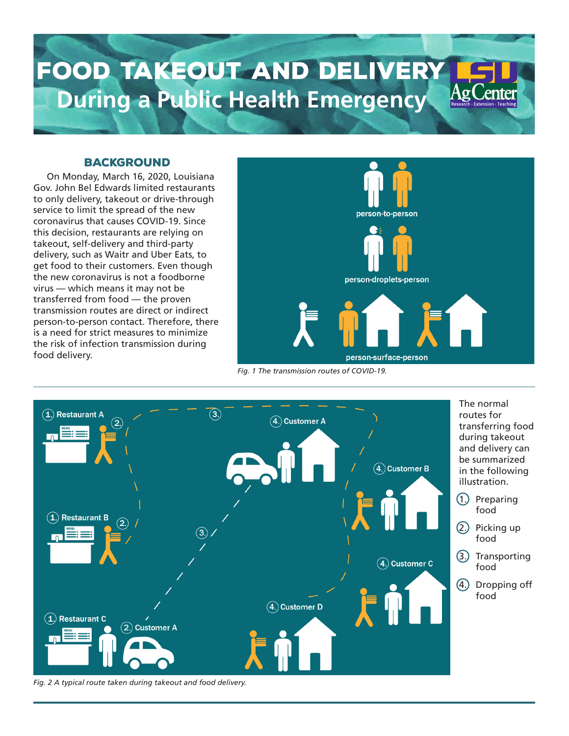# FOOD TAKEOUT AND DELIVERY

## During a Public Health Emergency

## BACKGROUND

On Monday, March 16, 2020, Louisiana Gov. John Bel Edwards limited restaurants to only delivery, takeout or drive-through service to limit the spread of the new coronavirus that causes COVID-19. Since this decision, restaurants are relying on takeout, self-delivery and third-party delivery, such as Waitr and Uber Eats, to get food to their customers. Even though the new coronavirus is not a foodborne virus — which means it may not be transferred from food — the proven transmission routes are direct or indirect person-to-person contact. Therefore, there is a need for strict measures to minimize the risk of infection transmission during food delivery.

person-to-person

person-droplets-person

person-surface-person

*Fig. 1 The transmission routes of COVID-19.*

The normal routes for transferring food during takeout and delivery can be summarized in the following illustration.

1. Preparing food
2. Picking up food
3. Transporting food
4. Dropping off food

1. Restaurant A
2.
3.
4. Customer A
4. Customer B
1. Restaurant B
2.
3.
4. Customer C
4. Customer D
1. Restaurant C
2. Customer A

*Fig. 2 A typical route taken during takeout and food delivery.*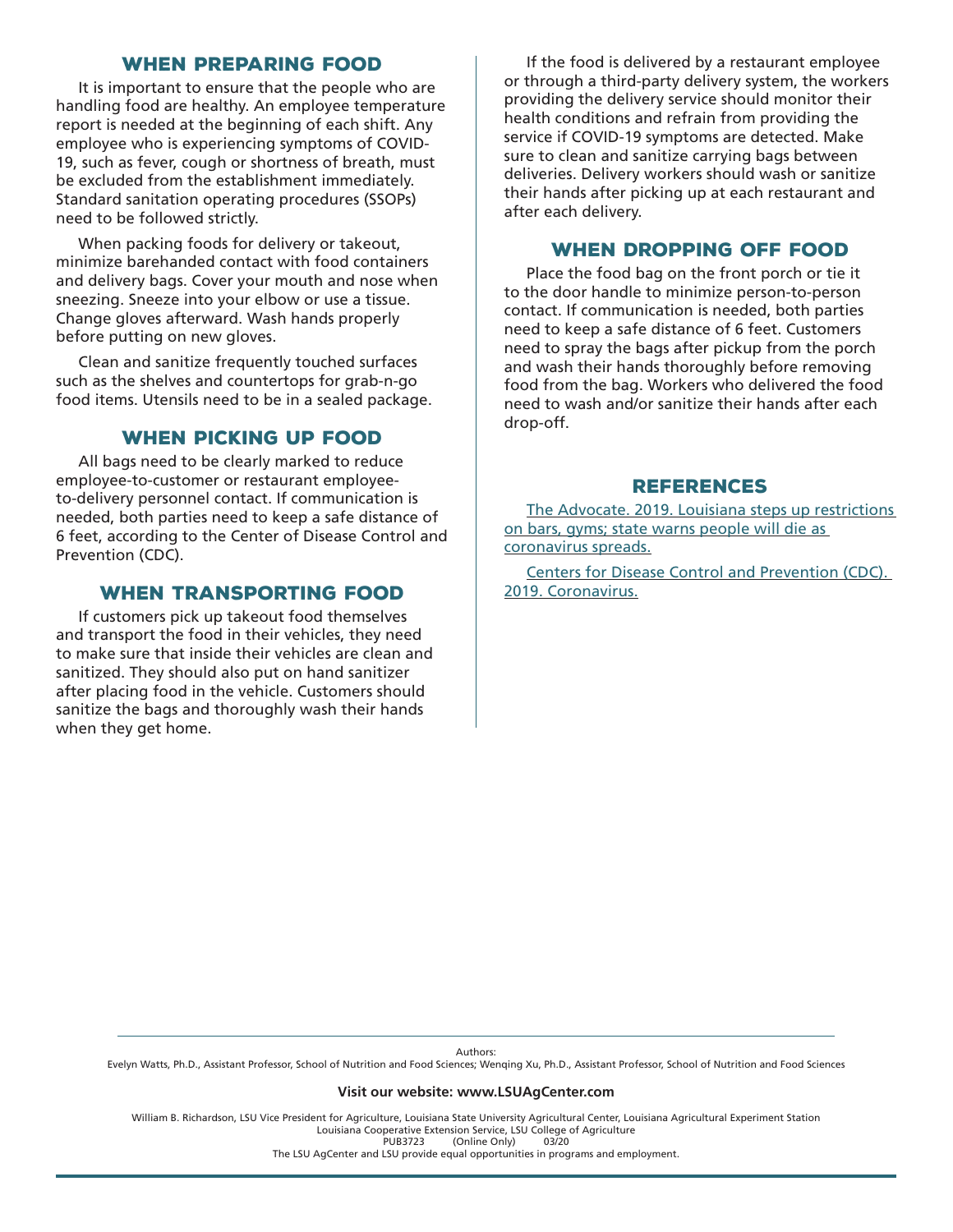## WHEN PREPARING FOOD

It is important to ensure that the people who are handling food are healthy. An employee temperature report is needed at the beginning of each shift. Any employee who is experiencing symptoms of COVID-19, such as fever, cough or shortness of breath, must be excluded from the establishment immediately. Standard sanitation operating procedures (SSOPs) need to be followed strictly.

When packing foods for delivery or takeout, minimize barehanded contact with food containers and delivery bags. Cover your mouth and nose when sneezing. Sneeze into your elbow or use a tissue. Change gloves afterward. Wash hands properly before putting on new gloves.

Clean and sanitize frequently touched surfaces such as the shelves and countertops for grab-n-go food items. Utensils need to be in a sealed package.

## WHEN PICKING UP FOOD

All bags need to be clearly marked to reduce employee-to-customer or restaurant employee-to-delivery personnel contact. If communication is needed, both parties need to keep a safe distance of 6 feet, according to the Center of Disease Control and Prevention (CDC).

## WHEN TRANSPORTING FOOD

If customers pick up takeout food themselves and transport the food in their vehicles, they need to make sure that inside their vehicles are clean and sanitized. They should also put on hand sanitizer after placing food in the vehicle. Customers should sanitize the bags and thoroughly wash their hands when they get home.

If the food is delivered by a restaurant employee or through a third-party delivery system, the workers providing the delivery service should monitor their health conditions and refrain from providing the service if COVID-19 symptoms are detected. Make sure to clean and sanitize carrying bags between deliveries. Delivery workers should wash or sanitize their hands after picking up at each restaurant and after each delivery.

## WHEN DROPPING OFF FOOD

Place the food bag on the front porch or tie it to the door handle to minimize person-to-person contact. If communication is needed, both parties need to keep a safe distance of 6 feet. Customers need to spray the bags after pickup from the porch and wash their hands thoroughly before removing food from the bag. Workers who delivered the food need to wash and/or sanitize their hands after each drop-off.

## REFERENCES

The Advocate. 2019. Louisiana steps up restrictions on bars, gyms; state warns people will die as coronavirus spreads.

Centers for Disease Control and Prevention (CDC). 2019. Coronavirus.

---

Authors:
Evelyn Watts, Ph.D., Assistant Professor, School of Nutrition and Food Sciences; Wenqing Xu, Ph.D., Assistant Professor, School of Nutrition and Food Sciences

**Visit our website: www.LSUAgCenter.com**

William B. Richardson, LSU Vice President for Agriculture, Louisiana State University Agricultural Center, Louisiana Agricultural Experiment Station
Louisiana Cooperative Extension Service, LSU College of Agriculture
PUB3723 (Online Only) 03/20
The LSU AgCenter and LSU provide equal opportunities in programs and employment.